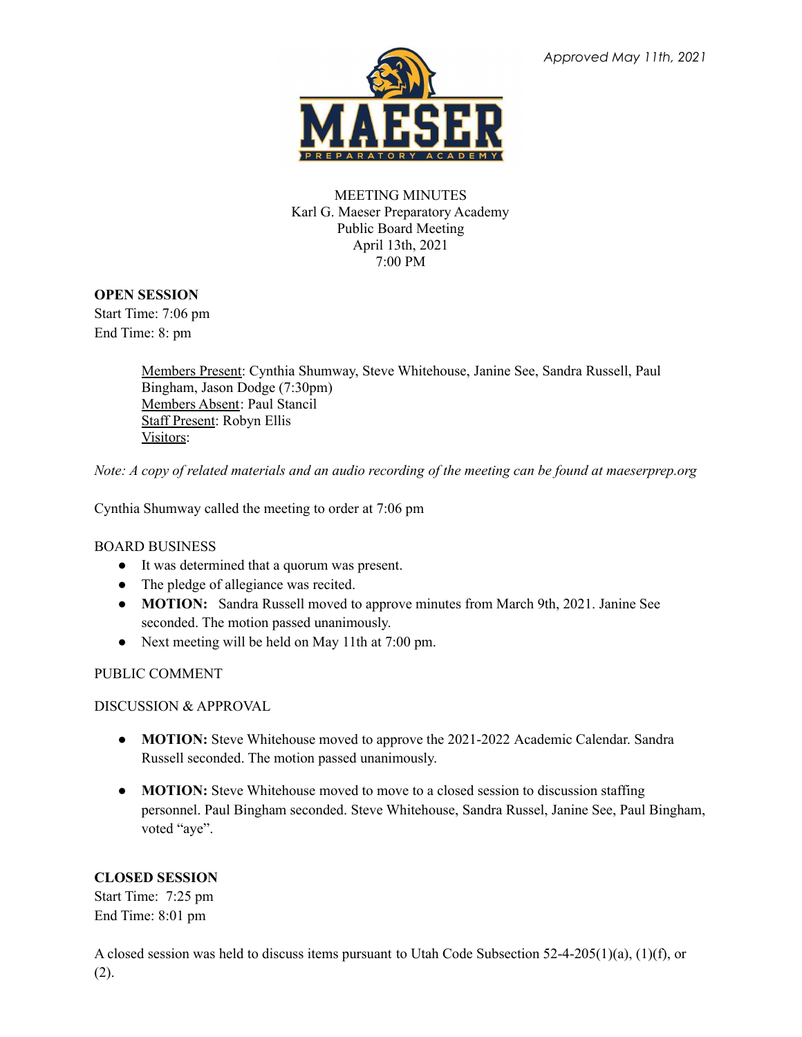*Approved May 11th, 2021*

MEETING MINUTES
Karl G. Maeser Preparatory Academy
Public Board Meeting
April 13th, 2021
7:00 PM

**OPEN SESSION**
Start Time: 7:06 pm
End Time: 8: pm

> Members Present: Cynthia Shumway, Steve Whitehouse, Janine See, Sandra Russell, Paul Bingham, Jason Dodge (7:30pm)
> Members Absent: Paul Stancil
> Staff Present: Robyn Ellis
> Visitors:

*Note: A copy of related materials and an audio recording of the meeting can be found at maeserprep.org*

Cynthia Shumway called the meeting to order at 7:06 pm

BOARD BUSINESS

- It was determined that a quorum was present.
- The pledge of allegiance was recited.
- **MOTION:** Sandra Russell moved to approve minutes from March 9th, 2021. Janine See seconded. The motion passed unanimously.
- Next meeting will be held on May 11th at 7:00 pm.

PUBLIC COMMENT

DISCUSSION & APPROVAL

- **MOTION:** Steve Whitehouse moved to approve the 2021-2022 Academic Calendar. Sandra Russell seconded. The motion passed unanimously.
- **MOTION:** Steve Whitehouse moved to move to a closed session to discussion staffing personnel. Paul Bingham seconded. Steve Whitehouse, Sandra Russel, Janine See, Paul Bingham, voted "aye".

**CLOSED SESSION**
Start Time: 7:25 pm
End Time: 8:01 pm

A closed session was held to discuss items pursuant to Utah Code Subsection 52-4-205(1)(a), (1)(f), or (2).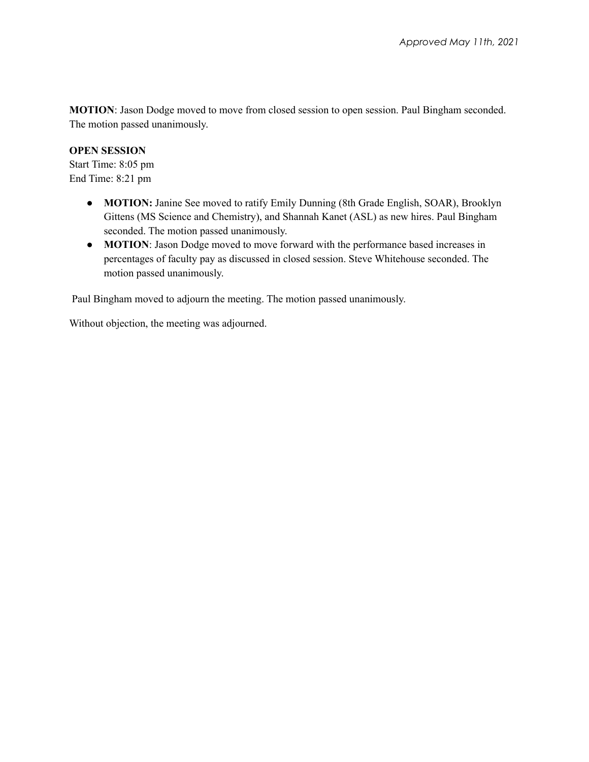*Approved May 11th, 2021*

**MOTION**: Jason Dodge moved to move from closed session to open session. Paul Bingham seconded. The motion passed unanimously.

**OPEN SESSION**
Start Time: 8:05 pm
End Time: 8:21 pm

- **MOTION:** Janine See moved to ratify Emily Dunning (8th Grade English, SOAR), Brooklyn Gittens (MS Science and Chemistry), and Shannah Kanet (ASL) as new hires. Paul Bingham seconded. The motion passed unanimously.
- **MOTION**: Jason Dodge moved to move forward with the performance based increases in percentages of faculty pay as discussed in closed session. Steve Whitehouse seconded. The motion passed unanimously.

Paul Bingham moved to adjourn the meeting. The motion passed unanimously.

Without objection, the meeting was adjourned.